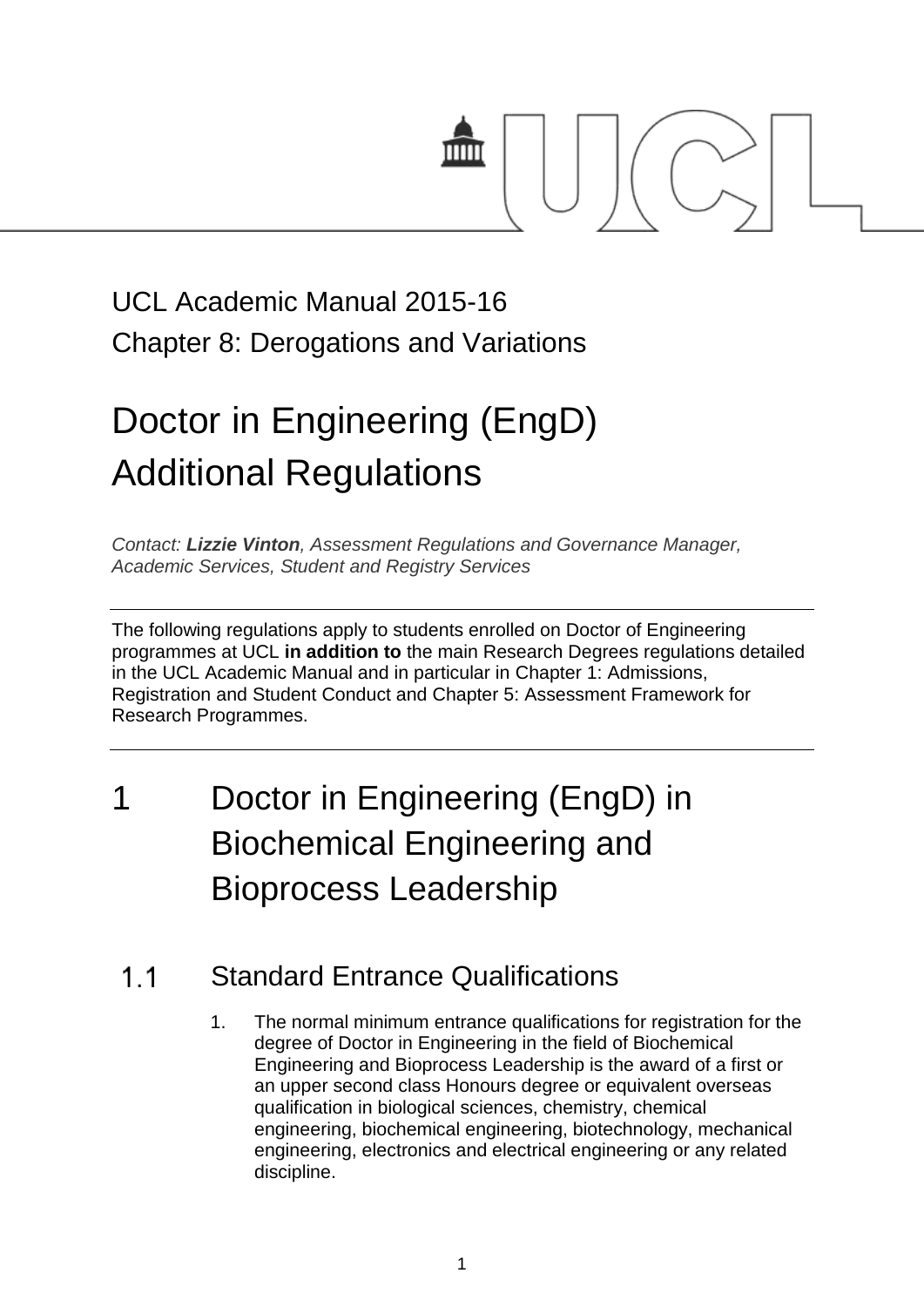UCL Academic Manual 2015-16

Chapter 8: Derogations and Variations

# Doctor in Engineering (EngD) Additional Regulations

*Contact: **Lizzie Vinton**, Assessment Regulations and Governance Manager, Academic Services, Student and Registry Services*

---

The following regulations apply to students enrolled on Doctor of Engineering programmes at UCL **in addition to** the main Research Degrees regulations detailed in the UCL Academic Manual and in particular in Chapter 1: Admissions, Registration and Student Conduct and Chapter 5: Assessment Framework for Research Programmes.

---

# 1 Doctor in Engineering (EngD) in Biochemical Engineering and Bioprocess Leadership

## 1.1 Standard Entrance Qualifications

1. The normal minimum entrance qualifications for registration for the degree of Doctor in Engineering in the field of Biochemical Engineering and Bioprocess Leadership is the award of a first or an upper second class Honours degree or equivalent overseas qualification in biological sciences, chemistry, chemical engineering, biochemical engineering, biotechnology, mechanical engineering, electronics and electrical engineering or any related discipline.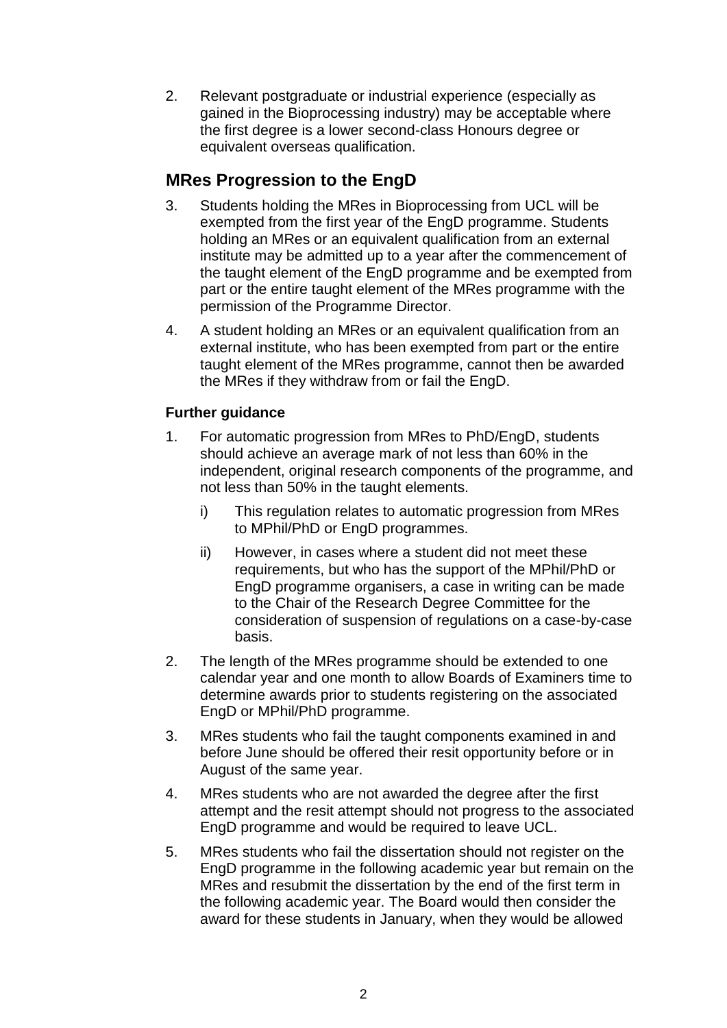2. Relevant postgraduate or industrial experience (especially as gained in the Bioprocessing industry) may be acceptable where the first degree is a lower second-class Honours degree or equivalent overseas qualification.

## MRes Progression to the EngD

3. Students holding the MRes in Bioprocessing from UCL will be exempted from the first year of the EngD programme. Students holding an MRes or an equivalent qualification from an external institute may be admitted up to a year after the commencement of the taught element of the EngD programme and be exempted from part or the entire taught element of the MRes programme with the permission of the Programme Director.
4. A student holding an MRes or an equivalent qualification from an external institute, who has been exempted from part or the entire taught element of the MRes programme, cannot then be awarded the MRes if they withdraw from or fail the EngD.

### Further guidance

1. For automatic progression from MRes to PhD/EngD, students should achieve an average mark of not less than 60% in the independent, original research components of the programme, and not less than 50% in the taught elements.
    i) This regulation relates to automatic progression from MRes to MPhil/PhD or EngD programmes.
    ii) However, in cases where a student did not meet these requirements, but who has the support of the MPhil/PhD or EngD programme organisers, a case in writing can be made to the Chair of the Research Degree Committee for the consideration of suspension of regulations on a case-by-case basis.
2. The length of the MRes programme should be extended to one calendar year and one month to allow Boards of Examiners time to determine awards prior to students registering on the associated EngD or MPhil/PhD programme.
3. MRes students who fail the taught components examined in and before June should be offered their resit opportunity before or in August of the same year.
4. MRes students who are not awarded the degree after the first attempt and the resit attempt should not progress to the associated EngD programme and would be required to leave UCL.
5. MRes students who fail the dissertation should not register on the EngD programme in the following academic year but remain on the MRes and resubmit the dissertation by the end of the first term in the following academic year. The Board would then consider the award for these students in January, when they would be allowed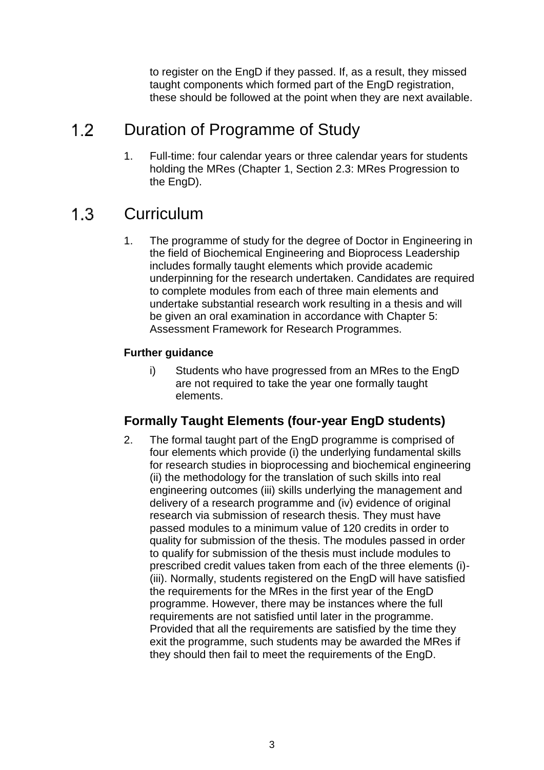to register on the EngD if they passed. If, as a result, they missed taught components which formed part of the EngD registration, these should be followed at the point when they are next available.

## 1.2 Duration of Programme of Study

1. Full-time: four calendar years or three calendar years for students holding the MRes (Chapter 1, Section 2.3: MRes Progression to the EngD).

## 1.3 Curriculum

1. The programme of study for the degree of Doctor in Engineering in the field of Biochemical Engineering and Bioprocess Leadership includes formally taught elements which provide academic underpinning for the research undertaken. Candidates are required to complete modules from each of three main elements and undertake substantial research work resulting in a thesis and will be given an oral examination in accordance with Chapter 5: Assessment Framework for Research Programmes.

**Further guidance**

i) Students who have progressed from an MRes to the EngD are not required to take the year one formally taught elements.

### Formally Taught Elements (four-year EngD students)

2. The formal taught part of the EngD programme is comprised of four elements which provide (i) the underlying fundamental skills for research studies in bioprocessing and biochemical engineering (ii) the methodology for the translation of such skills into real engineering outcomes (iii) skills underlying the management and delivery of a research programme and (iv) evidence of original research via submission of research thesis. They must have passed modules to a minimum value of 120 credits in order to quality for submission of the thesis. The modules passed in order to qualify for submission of the thesis must include modules to prescribed credit values taken from each of the three elements (i)-(iii). Normally, students registered on the EngD will have satisfied the requirements for the MRes in the first year of the EngD programme. However, there may be instances where the full requirements are not satisfied until later in the programme. Provided that all the requirements are satisfied by the time they exit the programme, such students may be awarded the MRes if they should then fail to meet the requirements of the EngD.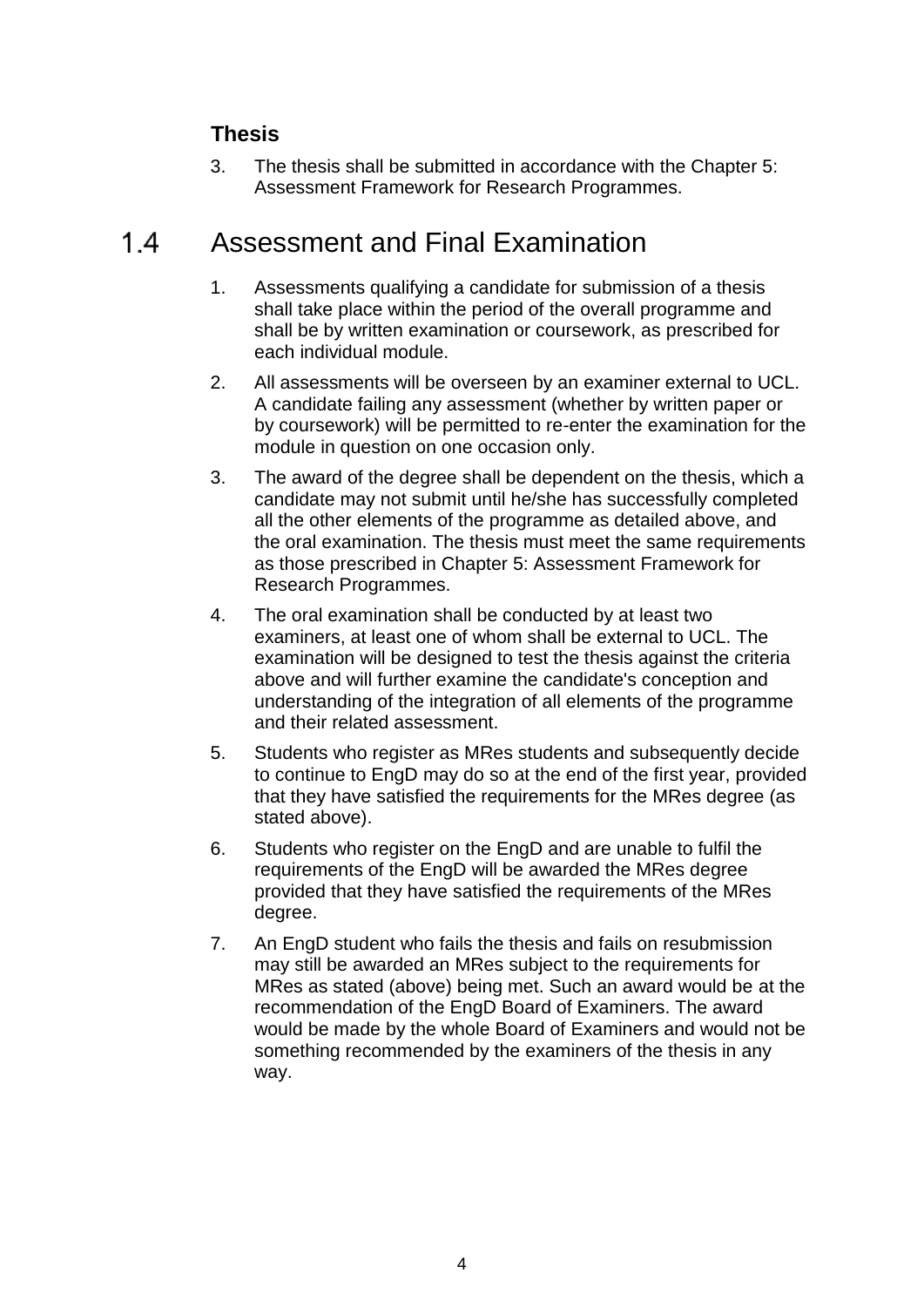### Thesis

3. The thesis shall be submitted in accordance with the Chapter 5: Assessment Framework for Research Programmes.

## 1.4 Assessment and Final Examination

1. Assessments qualifying a candidate for submission of a thesis shall take place within the period of the overall programme and shall be by written examination or coursework, as prescribed for each individual module.
2. All assessments will be overseen by an examiner external to UCL. A candidate failing any assessment (whether by written paper or by coursework) will be permitted to re-enter the examination for the module in question on one occasion only.
3. The award of the degree shall be dependent on the thesis, which a candidate may not submit until he/she has successfully completed all the other elements of the programme as detailed above, and the oral examination. The thesis must meet the same requirements as those prescribed in Chapter 5: Assessment Framework for Research Programmes.
4. The oral examination shall be conducted by at least two examiners, at least one of whom shall be external to UCL. The examination will be designed to test the thesis against the criteria above and will further examine the candidate's conception and understanding of the integration of all elements of the programme and their related assessment.
5. Students who register as MRes students and subsequently decide to continue to EngD may do so at the end of the first year, provided that they have satisfied the requirements for the MRes degree (as stated above).
6. Students who register on the EngD and are unable to fulfil the requirements of the EngD will be awarded the MRes degree provided that they have satisfied the requirements of the MRes degree.
7. An EngD student who fails the thesis and fails on resubmission may still be awarded an MRes subject to the requirements for MRes as stated (above) being met. Such an award would be at the recommendation of the EngD Board of Examiners. The award would be made by the whole Board of Examiners and would not be something recommended by the examiners of the thesis in any way.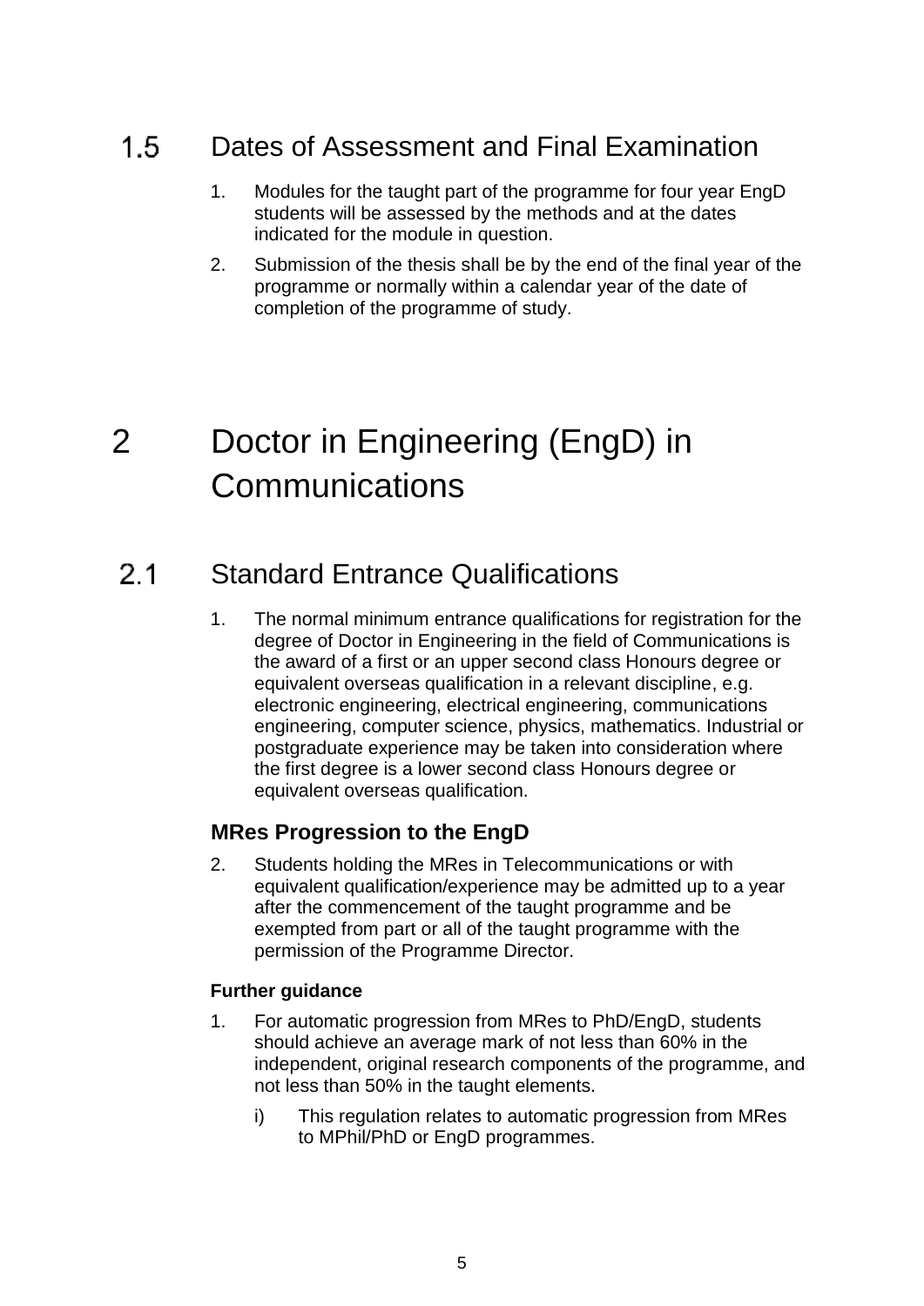## 1.5 Dates of Assessment and Final Examination

1. Modules for the taught part of the programme for four year EngD students will be assessed by the methods and at the dates indicated for the module in question.
2. Submission of the thesis shall be by the end of the final year of the programme or normally within a calendar year of the date of completion of the programme of study.

# 2 Doctor in Engineering (EngD) in Communications

## 2.1 Standard Entrance Qualifications

1. The normal minimum entrance qualifications for registration for the degree of Doctor in Engineering in the field of Communications is the award of a first or an upper second class Honours degree or equivalent overseas qualification in a relevant discipline, e.g. electronic engineering, electrical engineering, communications engineering, computer science, physics, mathematics. Industrial or postgraduate experience may be taken into consideration where the first degree is a lower second class Honours degree or equivalent overseas qualification.

### MRes Progression to the EngD

2. Students holding the MRes in Telecommunications or with equivalent qualification/experience may be admitted up to a year after the commencement of the taught programme and be exempted from part or all of the taught programme with the permission of the Programme Director.

**Further guidance**

1. For automatic progression from MRes to PhD/EngD, students should achieve an average mark of not less than 60% in the independent, original research components of the programme, and not less than 50% in the taught elements.
   i) This regulation relates to automatic progression from MRes to MPhil/PhD or EngD programmes.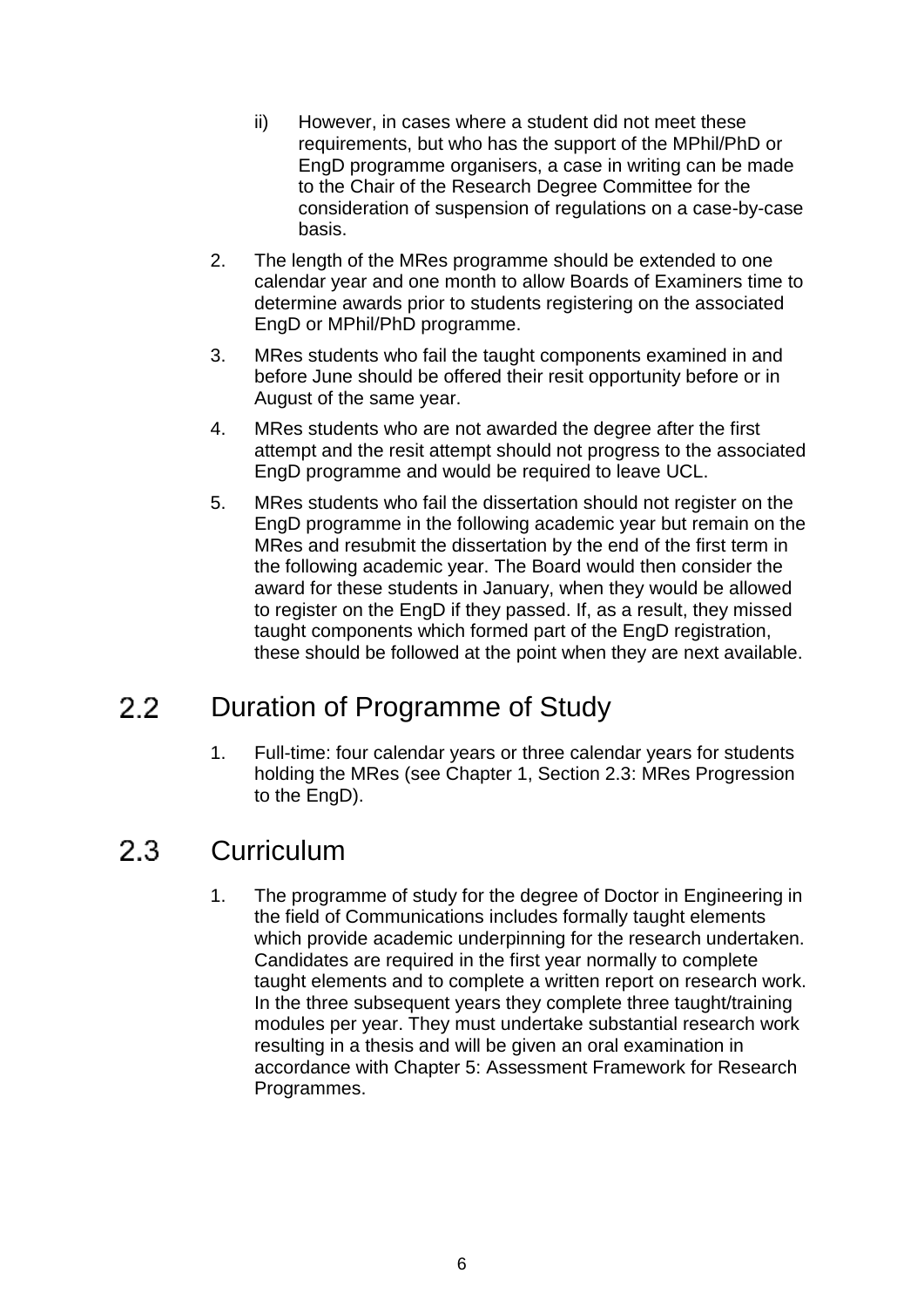ii) However, in cases where a student did not meet these requirements, but who has the support of the MPhil/PhD or EngD programme organisers, a case in writing can be made to the Chair of the Research Degree Committee for the consideration of suspension of regulations on a case-by-case basis.

2. The length of the MRes programme should be extended to one calendar year and one month to allow Boards of Examiners time to determine awards prior to students registering on the associated EngD or MPhil/PhD programme.
3. MRes students who fail the taught components examined in and before June should be offered their resit opportunity before or in August of the same year.
4. MRes students who are not awarded the degree after the first attempt and the resit attempt should not progress to the associated EngD programme and would be required to leave UCL.
5. MRes students who fail the dissertation should not register on the EngD programme in the following academic year but remain on the MRes and resubmit the dissertation by the end of the first term in the following academic year. The Board would then consider the award for these students in January, when they would be allowed to register on the EngD if they passed. If, as a result, they missed taught components which formed part of the EngD registration, these should be followed at the point when they are next available.

## 2.2 Duration of Programme of Study

1. Full-time: four calendar years or three calendar years for students holding the MRes (see Chapter 1, Section 2.3: MRes Progression to the EngD).

## 2.3 Curriculum

1. The programme of study for the degree of Doctor in Engineering in the field of Communications includes formally taught elements which provide academic underpinning for the research undertaken. Candidates are required in the first year normally to complete taught elements and to complete a written report on research work. In the three subsequent years they complete three taught/training modules per year. They must undertake substantial research work resulting in a thesis and will be given an oral examination in accordance with Chapter 5: Assessment Framework for Research Programmes.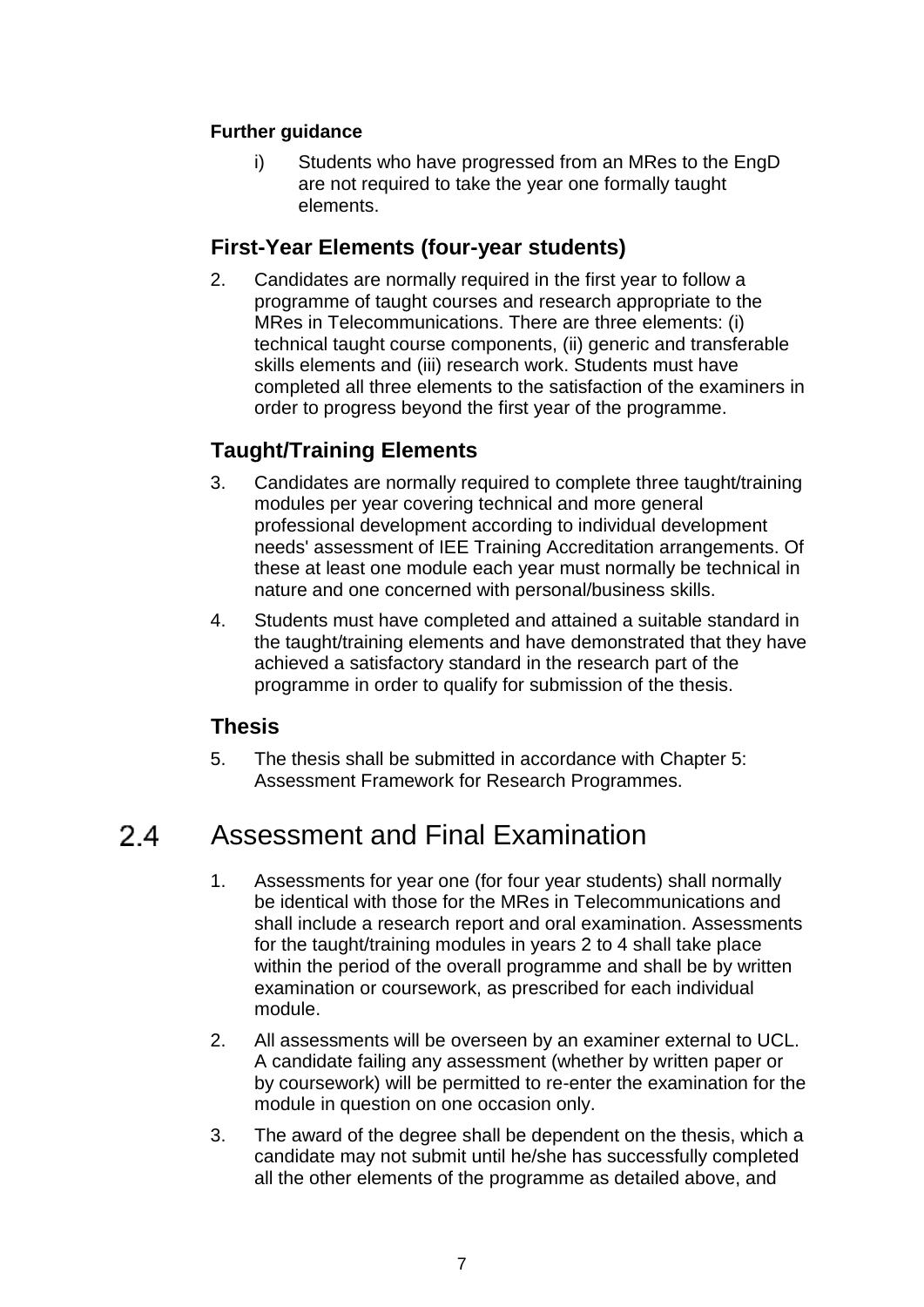**Further guidance**

i) Students who have progressed from an MRes to the EngD are not required to take the year one formally taught elements.

### First-Year Elements (four-year students)

2. Candidates are normally required in the first year to follow a programme of taught courses and research appropriate to the MRes in Telecommunications. There are three elements: (i) technical taught course components, (ii) generic and transferable skills elements and (iii) research work. Students must have completed all three elements to the satisfaction of the examiners in order to progress beyond the first year of the programme.

### Taught/Training Elements

3. Candidates are normally required to complete three taught/training modules per year covering technical and more general professional development according to individual development needs' assessment of IEE Training Accreditation arrangements. Of these at least one module each year must normally be technical in nature and one concerned with personal/business skills.

4. Students must have completed and attained a suitable standard in the taught/training elements and have demonstrated that they have achieved a satisfactory standard in the research part of the programme in order to qualify for submission of the thesis.

### Thesis

5. The thesis shall be submitted in accordance with Chapter 5: Assessment Framework for Research Programmes.

## 2.4 Assessment and Final Examination

1. Assessments for year one (for four year students) shall normally be identical with those for the MRes in Telecommunications and shall include a research report and oral examination. Assessments for the taught/training modules in years 2 to 4 shall take place within the period of the overall programme and shall be by written examination or coursework, as prescribed for each individual module.

2. All assessments will be overseen by an examiner external to UCL. A candidate failing any assessment (whether by written paper or by coursework) will be permitted to re-enter the examination for the module in question on one occasion only.

3. The award of the degree shall be dependent on the thesis, which a candidate may not submit until he/she has successfully completed all the other elements of the programme as detailed above, and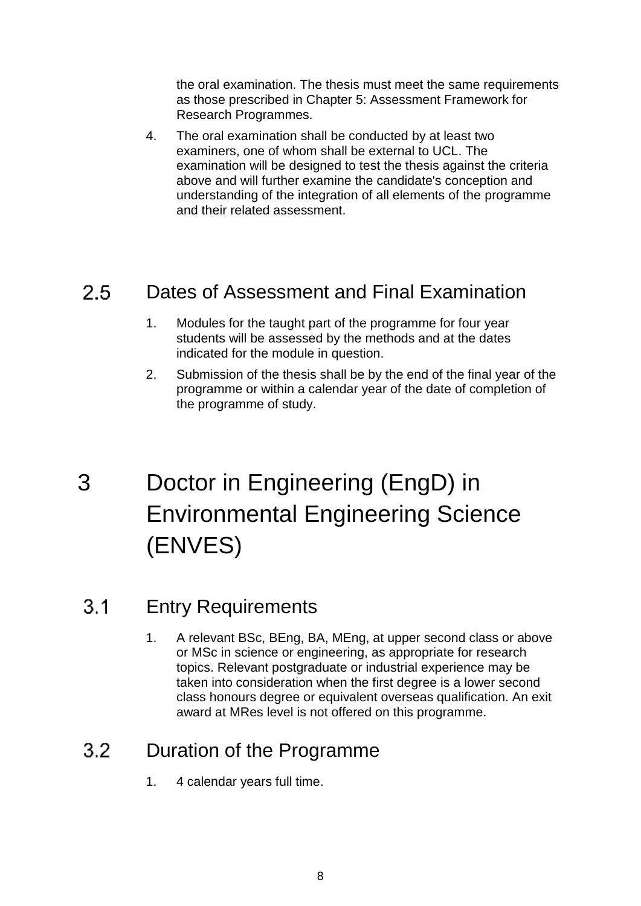the oral examination. The thesis must meet the same requirements as those prescribed in Chapter 5: Assessment Framework for Research Programmes.

4. The oral examination shall be conducted by at least two examiners, one of whom shall be external to UCL. The examination will be designed to test the thesis against the criteria above and will further examine the candidate's conception and understanding of the integration of all elements of the programme and their related assessment.

## 2.5 Dates of Assessment and Final Examination

1. Modules for the taught part of the programme for four year students will be assessed by the methods and at the dates indicated for the module in question.
2. Submission of the thesis shall be by the end of the final year of the programme or within a calendar year of the date of completion of the programme of study.

# 3 Doctor in Engineering (EngD) in Environmental Engineering Science (ENVES)

## 3.1 Entry Requirements

1. A relevant BSc, BEng, BA, MEng, at upper second class or above or MSc in science or engineering, as appropriate for research topics. Relevant postgraduate or industrial experience may be taken into consideration when the first degree is a lower second class honours degree or equivalent overseas qualification. An exit award at MRes level is not offered on this programme.

## 3.2 Duration of the Programme

1. 4 calendar years full time.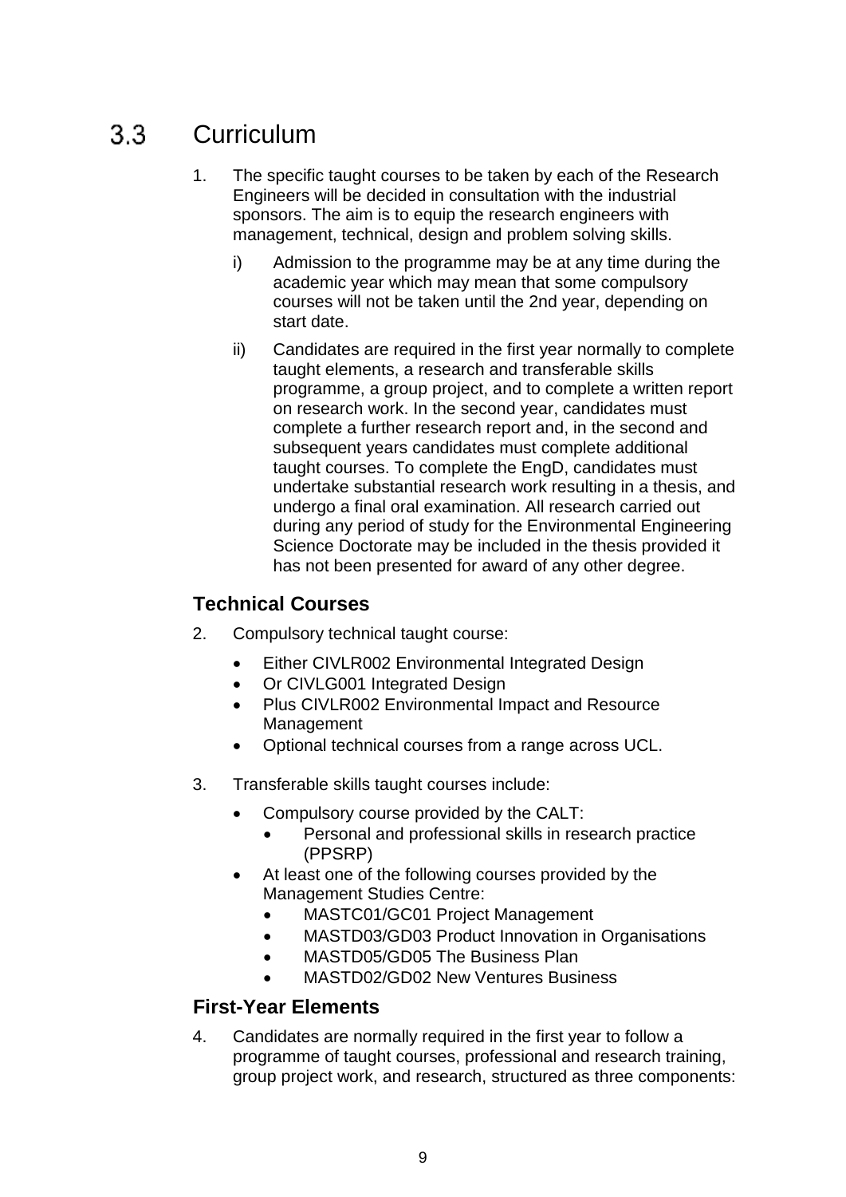## 3.3 Curriculum

1. The specific taught courses to be taken by each of the Research Engineers will be decided in consultation with the industrial sponsors. The aim is to equip the research engineers with management, technical, design and problem solving skills.

    i) Admission to the programme may be at any time during the academic year which may mean that some compulsory courses will not be taken until the 2nd year, depending on start date.

    ii) Candidates are required in the first year normally to complete taught elements, a research and transferable skills programme, a group project, and to complete a written report on research work. In the second year, candidates must complete a further research report and, in the second and subsequent years candidates must complete additional taught courses. To complete the EngD, candidates must undertake substantial research work resulting in a thesis, and undergo a final oral examination. All research carried out during any period of study for the Environmental Engineering Science Doctorate may be included in the thesis provided it has not been presented for award of any other degree.

### Technical Courses

2. Compulsory technical taught course:

    - Either CIVLR002 Environmental Integrated Design
    - Or CIVLG001 Integrated Design
    - Plus CIVLR002 Environmental Impact and Resource Management
    - Optional technical courses from a range across UCL.

3. Transferable skills taught courses include:

    - Compulsory course provided by the CALT:
        - Personal and professional skills in research practice (PPSRP)
    - At least one of the following courses provided by the Management Studies Centre:
        - MASTC01/GC01 Project Management
        - MASTD03/GD03 Product Innovation in Organisations
        - MASTD05/GD05 The Business Plan
        - MASTD02/GD02 New Ventures Business

### First-Year Elements

4. Candidates are normally required in the first year to follow a programme of taught courses, professional and research training, group project work, and research, structured as three components: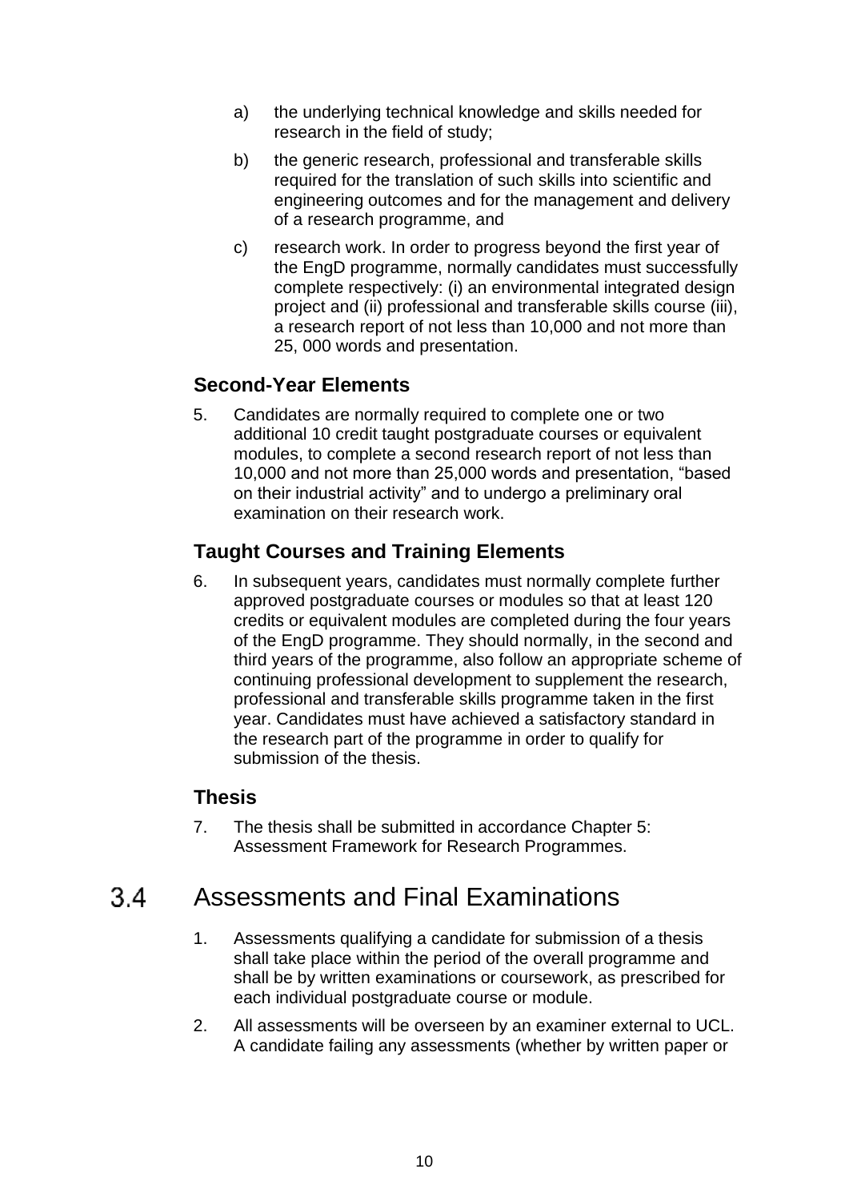a) the underlying technical knowledge and skills needed for research in the field of study;

b) the generic research, professional and transferable skills required for the translation of such skills into scientific and engineering outcomes and for the management and delivery of a research programme, and

c) research work. In order to progress beyond the first year of the EngD programme, normally candidates must successfully complete respectively: (i) an environmental integrated design project and (ii) professional and transferable skills course (iii), a research report of not less than 10,000 and not more than 25, 000 words and presentation.

### Second-Year Elements

5. Candidates are normally required to complete one or two additional 10 credit taught postgraduate courses or equivalent modules, to complete a second research report of not less than 10,000 and not more than 25,000 words and presentation, “based on their industrial activity” and to undergo a preliminary oral examination on their research work.

### Taught Courses and Training Elements

6. In subsequent years, candidates must normally complete further approved postgraduate courses or modules so that at least 120 credits or equivalent modules are completed during the four years of the EngD programme. They should normally, in the second and third years of the programme, also follow an appropriate scheme of continuing professional development to supplement the research, professional and transferable skills programme taken in the first year. Candidates must have achieved a satisfactory standard in the research part of the programme in order to qualify for submission of the thesis.

### Thesis

7. The thesis shall be submitted in accordance Chapter 5: Assessment Framework for Research Programmes.

## 3.4 Assessments and Final Examinations

1. Assessments qualifying a candidate for submission of a thesis shall take place within the period of the overall programme and shall be by written examinations or coursework, as prescribed for each individual postgraduate course or module.

2. All assessments will be overseen by an examiner external to UCL. A candidate failing any assessments (whether by written paper or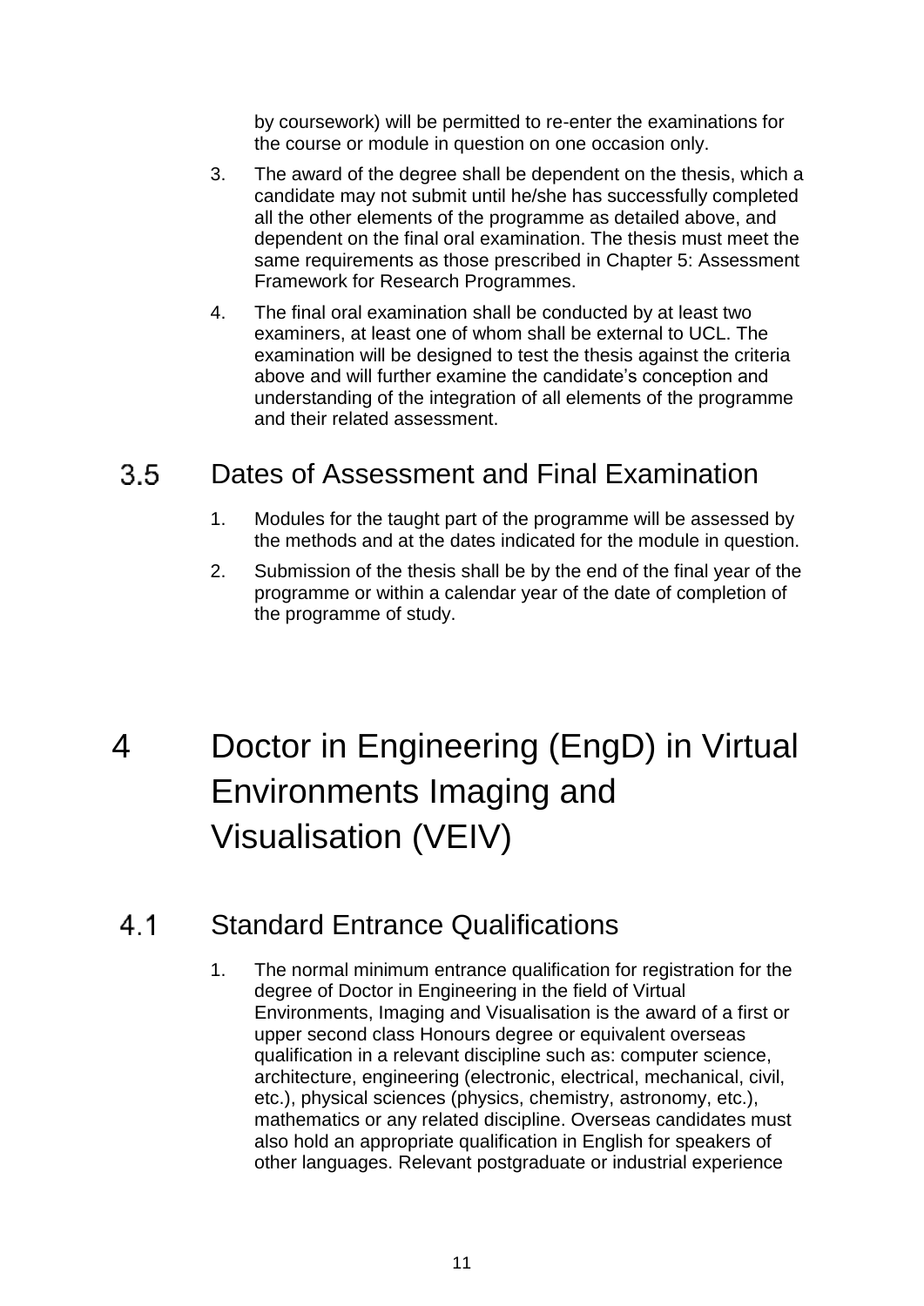by coursework) will be permitted to re-enter the examinations for the course or module in question on one occasion only.

3. The award of the degree shall be dependent on the thesis, which a candidate may not submit until he/she has successfully completed all the other elements of the programme as detailed above, and dependent on the final oral examination. The thesis must meet the same requirements as those prescribed in Chapter 5: Assessment Framework for Research Programmes.
4. The final oral examination shall be conducted by at least two examiners, at least one of whom shall be external to UCL. The examination will be designed to test the thesis against the criteria above and will further examine the candidate's conception and understanding of the integration of all elements of the programme and their related assessment.

## 3.5 Dates of Assessment and Final Examination

1. Modules for the taught part of the programme will be assessed by the methods and at the dates indicated for the module in question.
2. Submission of the thesis shall be by the end of the final year of the programme or within a calendar year of the date of completion of the programme of study.

# 4 Doctor in Engineering (EngD) in Virtual Environments Imaging and Visualisation (VEIV)

## 4.1 Standard Entrance Qualifications

1. The normal minimum entrance qualification for registration for the degree of Doctor in Engineering in the field of Virtual Environments, Imaging and Visualisation is the award of a first or upper second class Honours degree or equivalent overseas qualification in a relevant discipline such as: computer science, architecture, engineering (electronic, electrical, mechanical, civil, etc.), physical sciences (physics, chemistry, astronomy, etc.), mathematics or any related discipline. Overseas candidates must also hold an appropriate qualification in English for speakers of other languages. Relevant postgraduate or industrial experience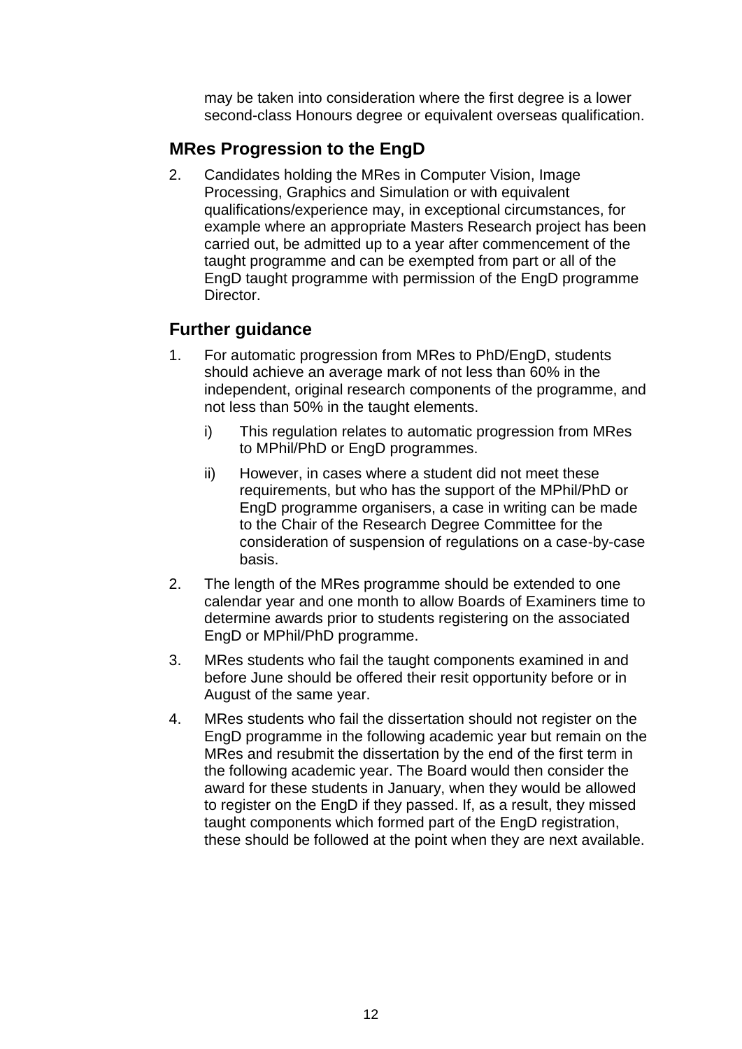may be taken into consideration where the first degree is a lower second-class Honours degree or equivalent overseas qualification.

## MRes Progression to the EngD

2. Candidates holding the MRes in Computer Vision, Image Processing, Graphics and Simulation or with equivalent qualifications/experience may, in exceptional circumstances, for example where an appropriate Masters Research project has been carried out, be admitted up to a year after commencement of the taught programme and can be exempted from part or all of the EngD taught programme with permission of the EngD programme Director.

## Further guidance

1. For automatic progression from MRes to PhD/EngD, students should achieve an average mark of not less than 60% in the independent, original research components of the programme, and not less than 50% in the taught elements.
   i) This regulation relates to automatic progression from MRes to MPhil/PhD or EngD programmes.
   ii) However, in cases where a student did not meet these requirements, but who has the support of the MPhil/PhD or EngD programme organisers, a case in writing can be made to the Chair of the Research Degree Committee for the consideration of suspension of regulations on a case-by-case basis.
2. The length of the MRes programme should be extended to one calendar year and one month to allow Boards of Examiners time to determine awards prior to students registering on the associated EngD or MPhil/PhD programme.
3. MRes students who fail the taught components examined in and before June should be offered their resit opportunity before or in August of the same year.
4. MRes students who fail the dissertation should not register on the EngD programme in the following academic year but remain on the MRes and resubmit the dissertation by the end of the first term in the following academic year. The Board would then consider the award for these students in January, when they would be allowed to register on the EngD if they passed. If, as a result, they missed taught components which formed part of the EngD registration, these should be followed at the point when they are next available.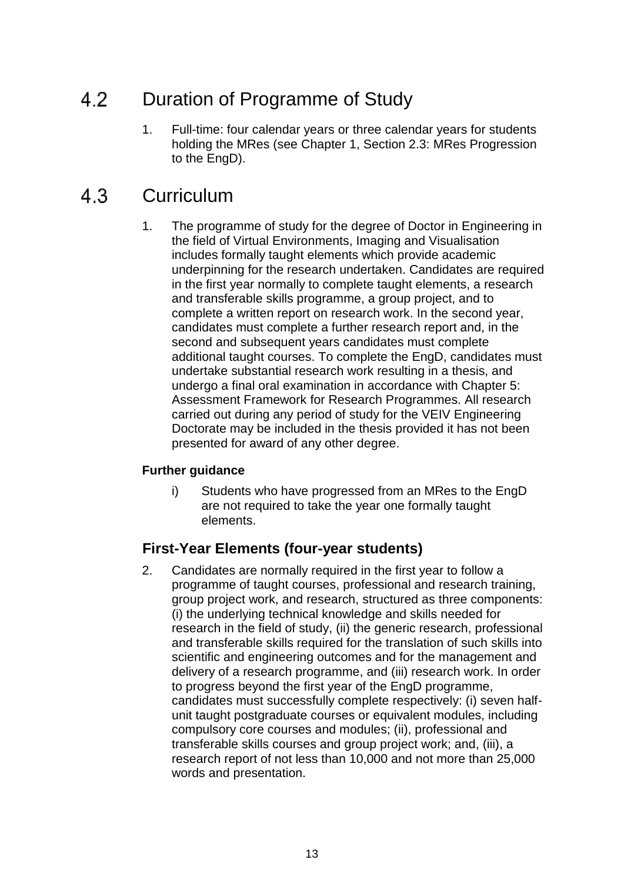## 4.2 Duration of Programme of Study

1. Full-time: four calendar years or three calendar years for students holding the MRes (see Chapter 1, Section 2.3: MRes Progression to the EngD).

## 4.3 Curriculum

1. The programme of study for the degree of Doctor in Engineering in the field of Virtual Environments, Imaging and Visualisation includes formally taught elements which provide academic underpinning for the research undertaken. Candidates are required in the first year normally to complete taught elements, a research and transferable skills programme, a group project, and to complete a written report on research work. In the second year, candidates must complete a further research report and, in the second and subsequent years candidates must complete additional taught courses. To complete the EngD, candidates must undertake substantial research work resulting in a thesis, and undergo a final oral examination in accordance with Chapter 5: Assessment Framework for Research Programmes. All research carried out during any period of study for the VEIV Engineering Doctorate may be included in the thesis provided it has not been presented for award of any other degree.

**Further guidance**

i) Students who have progressed from an MRes to the EngD are not required to take the year one formally taught elements.

### First-Year Elements (four-year students)

2. Candidates are normally required in the first year to follow a programme of taught courses, professional and research training, group project work, and research, structured as three components: (i) the underlying technical knowledge and skills needed for research in the field of study, (ii) the generic research, professional and transferable skills required for the translation of such skills into scientific and engineering outcomes and for the management and delivery of a research programme, and (iii) research work. In order to progress beyond the first year of the EngD programme, candidates must successfully complete respectively: (i) seven half-unit taught postgraduate courses or equivalent modules, including compulsory core courses and modules; (ii), professional and transferable skills courses and group project work; and, (iii), a research report of not less than 10,000 and not more than 25,000 words and presentation.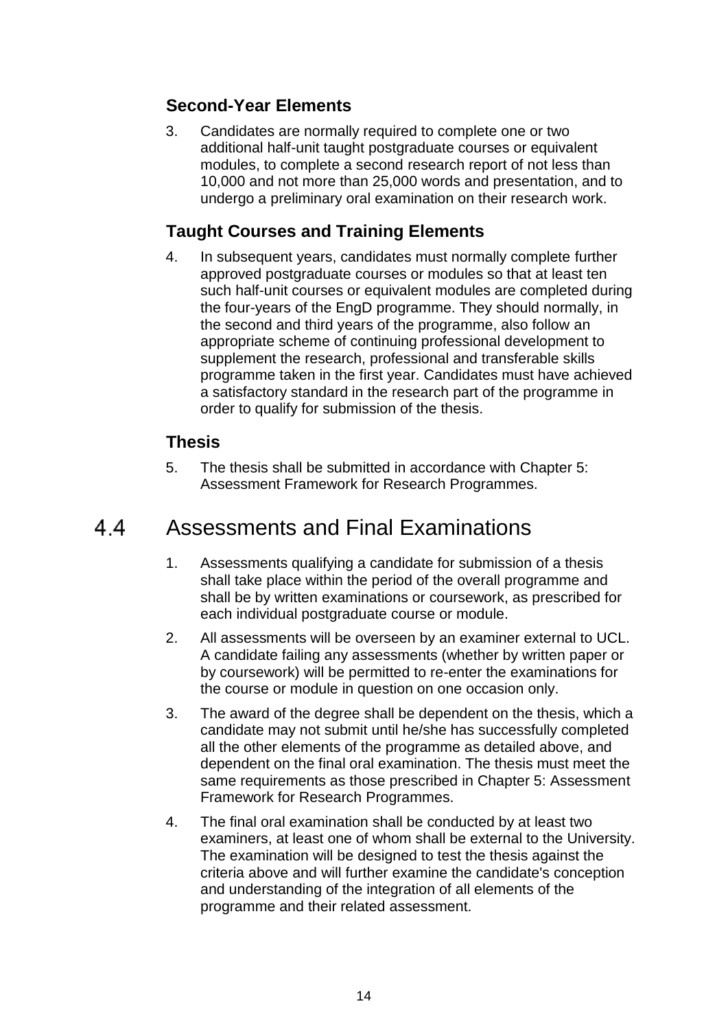### Second-Year Elements

3. Candidates are normally required to complete one or two additional half-unit taught postgraduate courses or equivalent modules, to complete a second research report of not less than 10,000 and not more than 25,000 words and presentation, and to undergo a preliminary oral examination on their research work.

### Taught Courses and Training Elements

4. In subsequent years, candidates must normally complete further approved postgraduate courses or modules so that at least ten such half-unit courses or equivalent modules are completed during the four-years of the EngD programme. They should normally, in the second and third years of the programme, also follow an appropriate scheme of continuing professional development to supplement the research, professional and transferable skills programme taken in the first year. Candidates must have achieved a satisfactory standard in the research part of the programme in order to qualify for submission of the thesis.

### Thesis

5. The thesis shall be submitted in accordance with Chapter 5: Assessment Framework for Research Programmes.

## 4.4 Assessments and Final Examinations

1. Assessments qualifying a candidate for submission of a thesis shall take place within the period of the overall programme and shall be by written examinations or coursework, as prescribed for each individual postgraduate course or module.
2. All assessments will be overseen by an examiner external to UCL. A candidate failing any assessments (whether by written paper or by coursework) will be permitted to re-enter the examinations for the course or module in question on one occasion only.
3. The award of the degree shall be dependent on the thesis, which a candidate may not submit until he/she has successfully completed all the other elements of the programme as detailed above, and dependent on the final oral examination. The thesis must meet the same requirements as those prescribed in Chapter 5: Assessment Framework for Research Programmes.
4. The final oral examination shall be conducted by at least two examiners, at least one of whom shall be external to the University. The examination will be designed to test the thesis against the criteria above and will further examine the candidate's conception and understanding of the integration of all elements of the programme and their related assessment.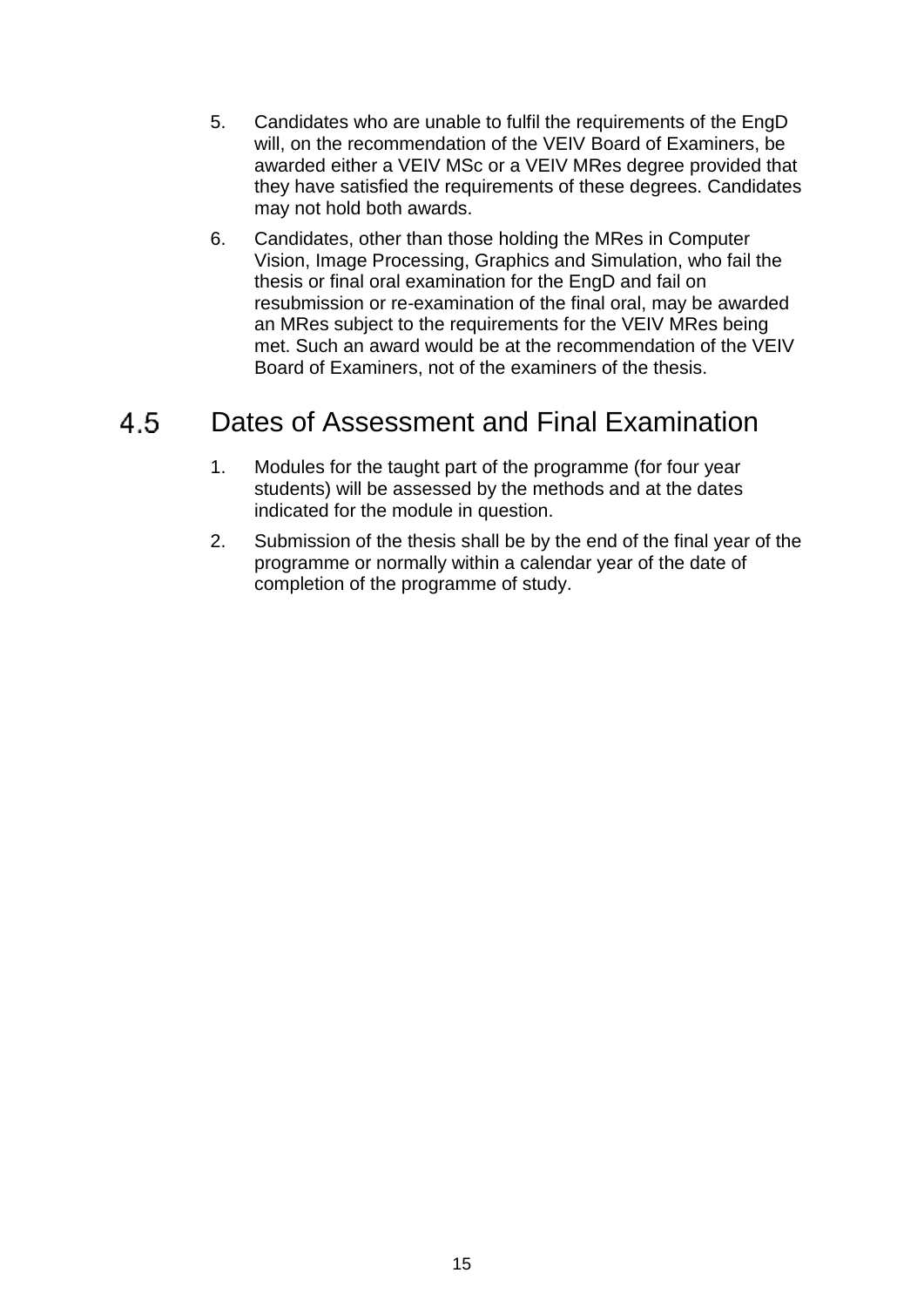5. Candidates who are unable to fulfil the requirements of the EngD will, on the recommendation of the VEIV Board of Examiners, be awarded either a VEIV MSc or a VEIV MRes degree provided that they have satisfied the requirements of these degrees. Candidates may not hold both awards.

6. Candidates, other than those holding the MRes in Computer Vision, Image Processing, Graphics and Simulation, who fail the thesis or final oral examination for the EngD and fail on resubmission or re-examination of the final oral, may be awarded an MRes subject to the requirements for the VEIV MRes being met. Such an award would be at the recommendation of the VEIV Board of Examiners, not of the examiners of the thesis.

## 4.5 Dates of Assessment and Final Examination

1. Modules for the taught part of the programme (for four year students) will be assessed by the methods and at the dates indicated for the module in question.

2. Submission of the thesis shall be by the end of the final year of the programme or normally within a calendar year of the date of completion of the programme of study.